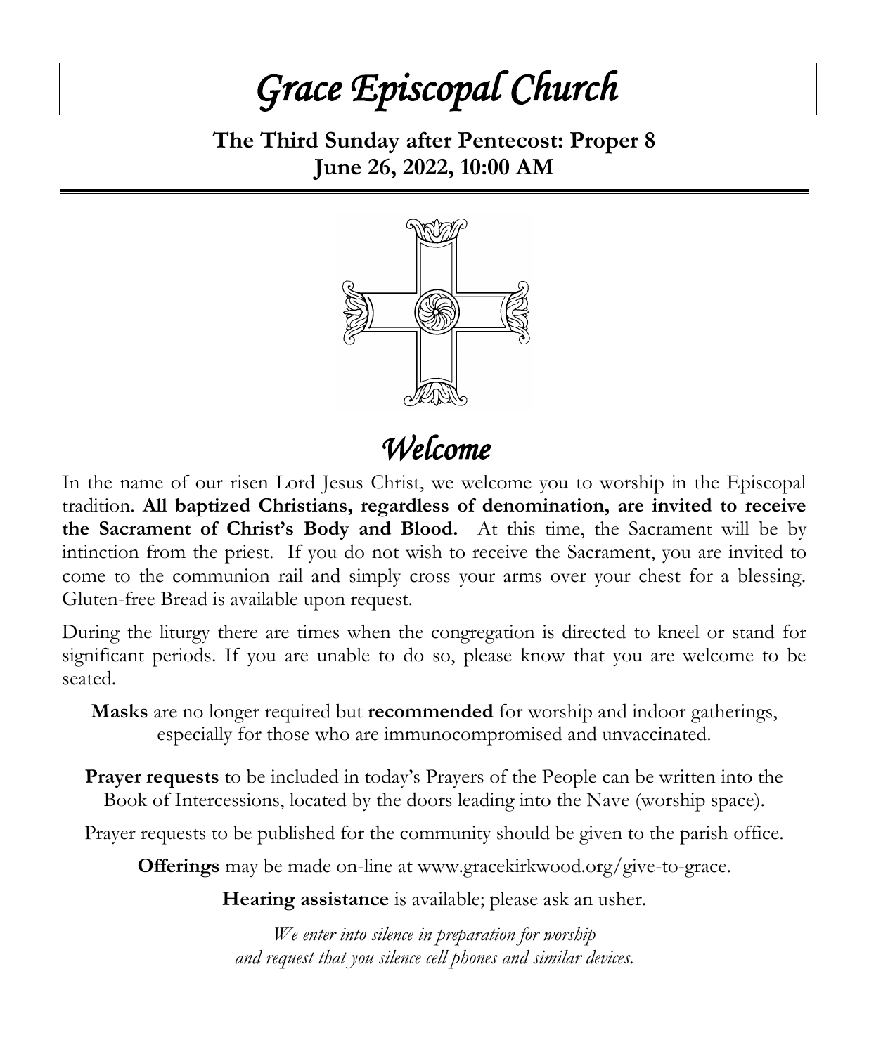# *Grace Episcopal Church*

**The Third Sunday after Pentecost: Proper 8**
**June 26, 2022, 10:00 AM**

## *Welcome*

In the name of our risen Lord Jesus Christ, we welcome you to worship in the Episcopal tradition. **All baptized Christians, regardless of denomination, are invited to receive the Sacrament of Christ's Body and Blood.** At this time, the Sacrament will be by intinction from the priest. If you do not wish to receive the Sacrament, you are invited to come to the communion rail and simply cross your arms over your chest for a blessing. Gluten-free Bread is available upon request.

During the liturgy there are times when the congregation is directed to kneel or stand for significant periods. If you are unable to do so, please know that you are welcome to be seated.

**Masks** are no longer required but **recommended** for worship and indoor gatherings, especially for those who are immunocompromised and unvaccinated.

**Prayer requests** to be included in today's Prayers of the People can be written into the Book of Intercessions, located by the doors leading into the Nave (worship space).

Prayer requests to be published for the community should be given to the parish office.

**Offerings** may be made on-line at www.gracekirkwood.org/give-to-grace.

**Hearing assistance** is available; please ask an usher.

*We enter into silence in preparation for worship and request that you silence cell phones and similar devices.*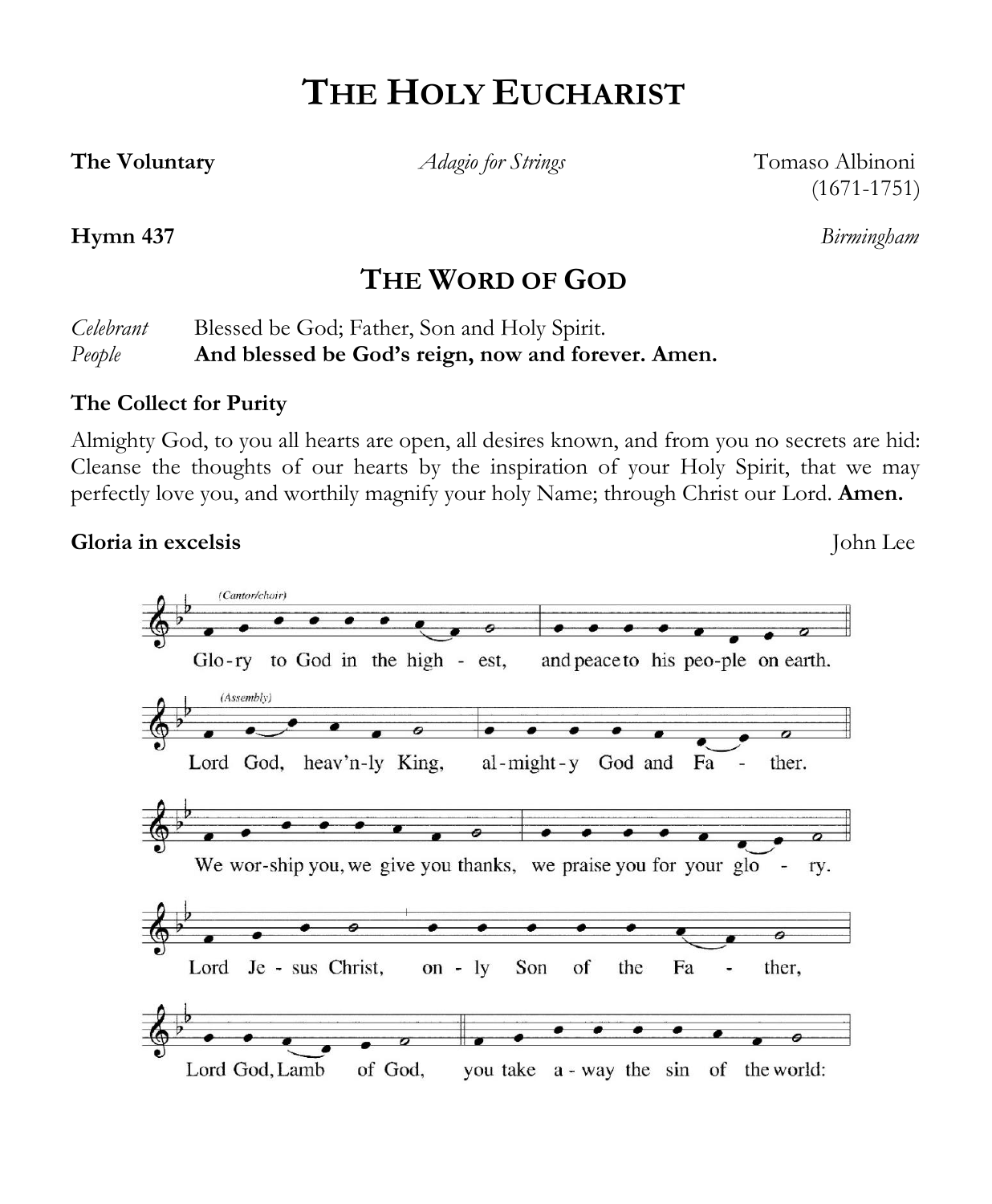# THE HOLY EUCHARIST

**The Voluntary** *Adagio for Strings* Tomaso Albinoni (1671-1751)

**Hymn 437** *Birmingham*

## THE WORD OF GOD

*Celebrant* Blessed be God; Father, Son and Holy Spirit.
*People* **And blessed be God's reign, now and forever. Amen.**

**The Collect for Purity**

Almighty God, to you all hearts are open, all desires known, and from you no secrets are hid: Cleanse the thoughts of our hearts by the inspiration of your Holy Spirit, that we may perfectly love you, and worthily magnify your holy Name; through Christ our Lord. **Amen.**

**Gloria in excelsis** John Lee

(Cantor/choir)
Glo-ry to God in the high - est, and peace to his peo-ple on earth.

(Assembly)
Lord God, heav'n-ly King, al-might-y God and Fa - ther.

We wor-ship you, we give you thanks, we praise you for your glo - ry.

Lord Je - sus Christ, on - ly Son of the Fa - ther,

Lord God, Lamb of God, you take a - way the sin of the world: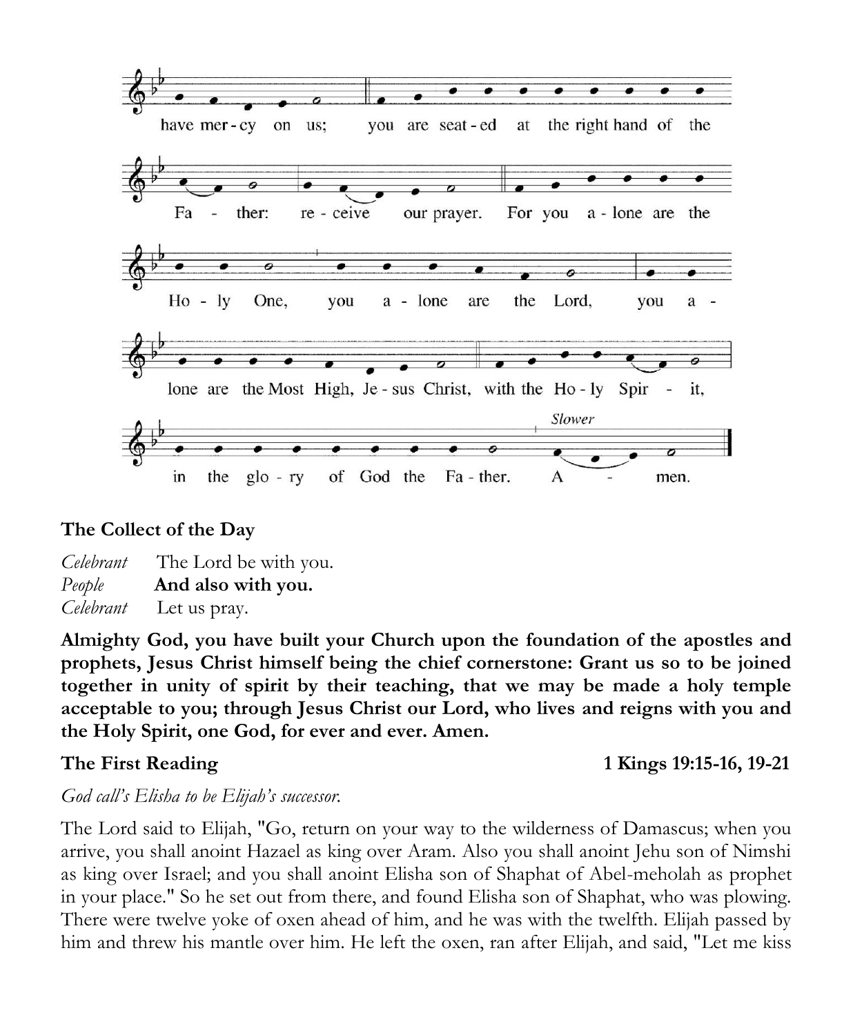have mer - cy on us; you are seat - ed at the right hand of the

Fa - ther: re - ceive our prayer. For you a - lone are the

Ho - ly One, you a - lone are the Lord, you a -

lone are the Most High, Je - sus Christ, with the Ho - ly Spir - it,

*Slower*

in the glo - ry of God the Fa - ther. A - men.

**The Collect of the Day**

*Celebrant* The Lord be with you.
*People* **And also with you.**
*Celebrant* Let us pray.

**Almighty God, you have built your Church upon the foundation of the apostles and prophets, Jesus Christ himself being the chief cornerstone: Grant us so to be joined together in unity of spirit by their teaching, that we may be made a holy temple acceptable to you; through Jesus Christ our Lord, who lives and reigns with you and the Holy Spirit, one God, for ever and ever. Amen.**

**The First Reading** **1 Kings 19:15-16, 19-21**

*God call's Elisha to be Elijah's successor.*

The Lord said to Elijah, "Go, return on your way to the wilderness of Damascus; when you arrive, you shall anoint Hazael as king over Aram. Also you shall anoint Jehu son of Nimshi as king over Israel; and you shall anoint Elisha son of Shaphat of Abel-meholah as prophet in your place." So he set out from there, and found Elisha son of Shaphat, who was plowing. There were twelve yoke of oxen ahead of him, and he was with the twelfth. Elijah passed by him and threw his mantle over him. He left the oxen, ran after Elijah, and said, "Let me kiss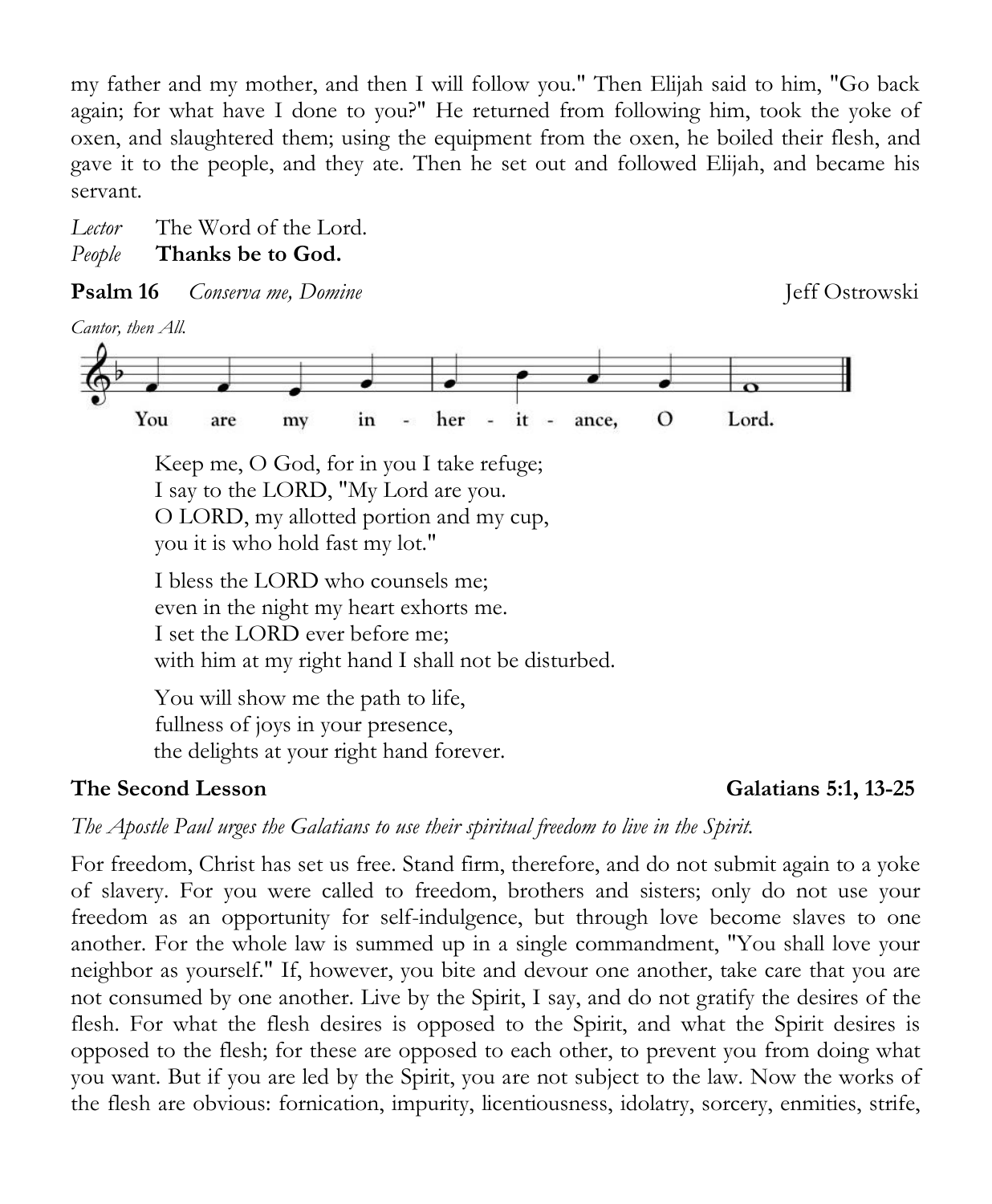my father and my mother, and then I will follow you." Then Elijah said to him, "Go back again; for what have I done to you?" He returned from following him, took the yoke of oxen, and slaughtered them; using the equipment from the oxen, he boiled their flesh, and gave it to the people, and they ate. Then he set out and followed Elijah, and became his servant.

*Lector* The Word of the Lord.
*People* **Thanks be to God.**

**Psalm 16** *Conserva me, Domine* Jeff Ostrowski

*Cantor, then All.*

You are my in - her - it - ance, O Lord.

Keep me, O God, for in you I take refuge;
I say to the LORD, "My Lord are you.
O LORD, my allotted portion and my cup,
you it is who hold fast my lot."

I bless the LORD who counsels me;
even in the night my heart exhorts me.
I set the LORD ever before me;
with him at my right hand I shall not be disturbed.

You will show me the path to life,
fullness of joys in your presence,
the delights at your right hand forever.

**The Second Lesson** **Galatians 5:1, 13-25**

*The Apostle Paul urges the Galatians to use their spiritual freedom to live in the Spirit.*

For freedom, Christ has set us free. Stand firm, therefore, and do not submit again to a yoke of slavery. For you were called to freedom, brothers and sisters; only do not use your freedom as an opportunity for self-indulgence, but through love become slaves to one another. For the whole law is summed up in a single commandment, "You shall love your neighbor as yourself." If, however, you bite and devour one another, take care that you are not consumed by one another. Live by the Spirit, I say, and do not gratify the desires of the flesh. For what the flesh desires is opposed to the Spirit, and what the Spirit desires is opposed to the flesh; for these are opposed to each other, to prevent you from doing what you want. But if you are led by the Spirit, you are not subject to the law. Now the works of the flesh are obvious: fornication, impurity, licentiousness, idolatry, sorcery, enmities, strife,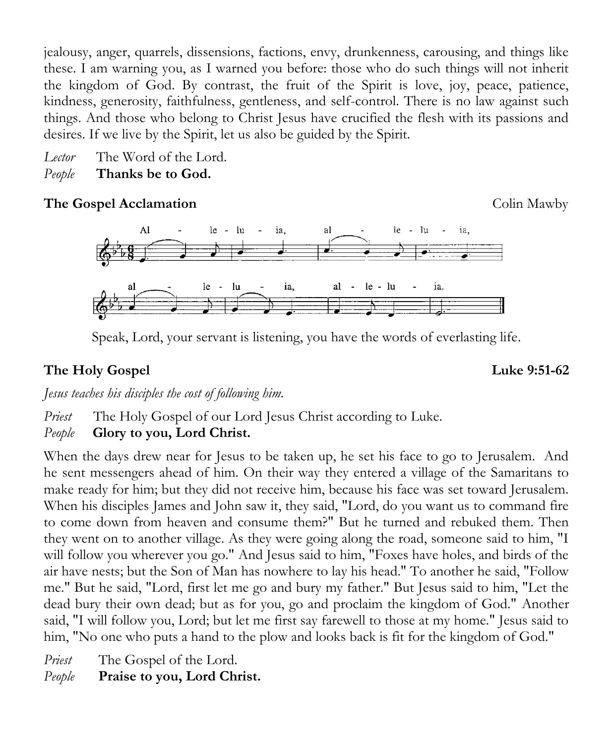jealousy, anger, quarrels, dissensions, factions, envy, drunkenness, carousing, and things like these. I am warning you, as I warned you before: those who do such things will not inherit the kingdom of God. By contrast, the fruit of the Spirit is love, joy, peace, patience, kindness, generosity, faithfulness, gentleness, and self-control. There is no law against such things. And those who belong to Christ Jesus have crucified the flesh with its passions and desires. If we live by the Spirit, let us also be guided by the Spirit.

*Lector* The Word of the Lord.
*People* **Thanks be to God.**

**The Gospel Acclamation** Colin Mawby

Al - le - lu - ia, al - le - lu - ia,
al - le - lu - ia, al - le - lu - ia.

Speak, Lord, your servant is listening, you have the words of everlasting life.

## The Holy Gospel **Luke 9:51-62**

*Jesus teaches his disciples the cost of following him.*

*Priest* The Holy Gospel of our Lord Jesus Christ according to Luke.
*People* **Glory to you, Lord Christ.**

When the days drew near for Jesus to be taken up, he set his face to go to Jerusalem. And he sent messengers ahead of him. On their way they entered a village of the Samaritans to make ready for him; but they did not receive him, because his face was set toward Jerusalem. When his disciples James and John saw it, they said, "Lord, do you want us to command fire to come down from heaven and consume them?" But he turned and rebuked them. Then they went on to another village. As they were going along the road, someone said to him, "I will follow you wherever you go." And Jesus said to him, "Foxes have holes, and birds of the air have nests; but the Son of Man has nowhere to lay his head." To another he said, "Follow me." But he said, "Lord, first let me go and bury my father." But Jesus said to him, "Let the dead bury their own dead; but as for you, go and proclaim the kingdom of God." Another said, "I will follow you, Lord; but let me first say farewell to those at my home." Jesus said to him, "No one who puts a hand to the plow and looks back is fit for the kingdom of God."

*Priest* The Gospel of the Lord.
*People* **Praise to you, Lord Christ.**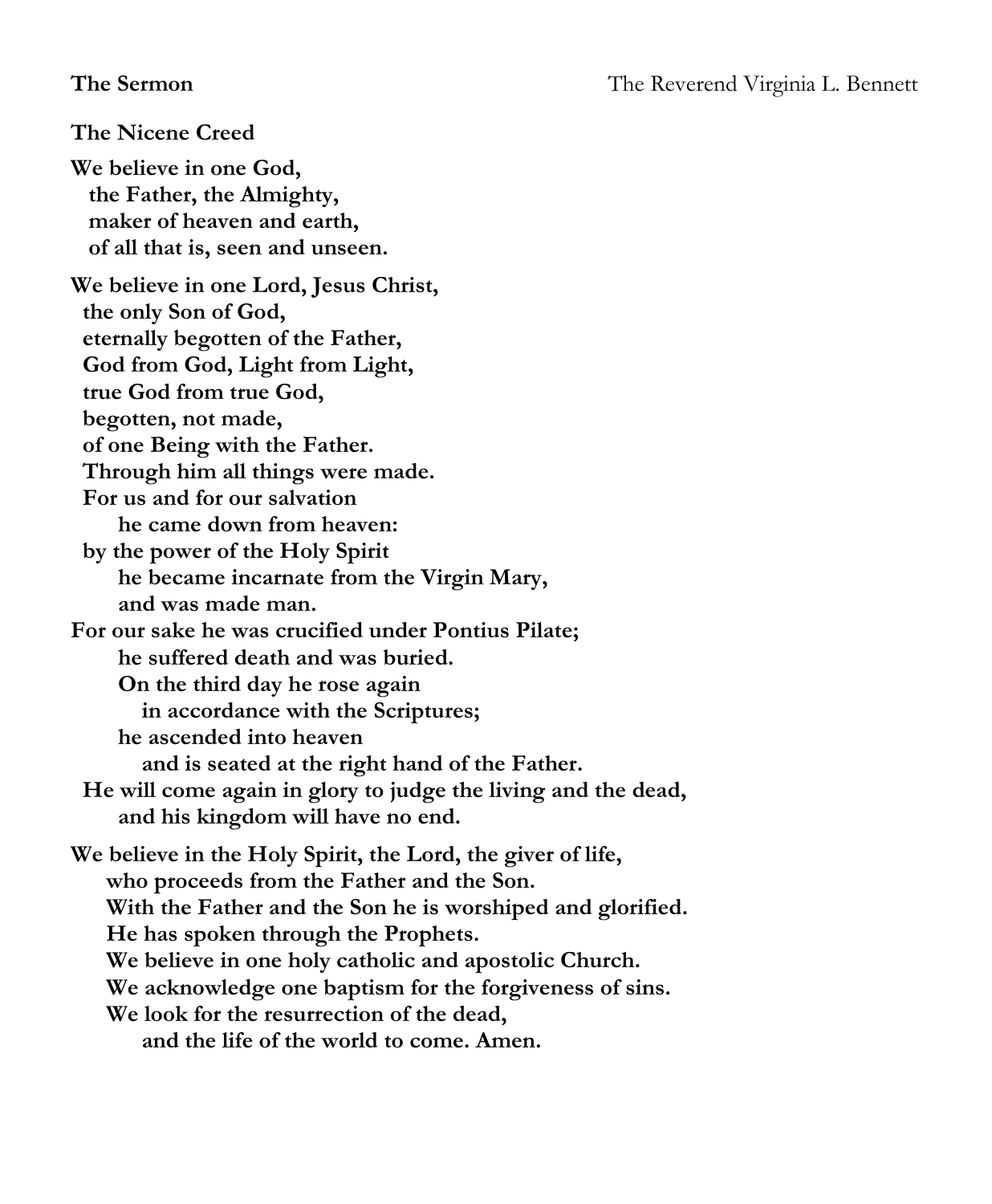**The Sermon** The Reverend Virginia L. Bennett

**The Nicene Creed**

**We believe in one God,**
**the Father, the Almighty,**
**maker of heaven and earth,**
**of all that is, seen and unseen.**

**We believe in one Lord, Jesus Christ,**
**the only Son of God,**
**eternally begotten of the Father,**
**God from God, Light from Light,**
**true God from true God,**
**begotten, not made,**
**of one Being with the Father.**
**Through him all things were made.**
**For us and for our salvation**
**he came down from heaven:**
**by the power of the Holy Spirit**
**he became incarnate from the Virgin Mary,**
**and was made man.**
**For our sake he was crucified under Pontius Pilate;**
**he suffered death and was buried.**
**On the third day he rose again**
**in accordance with the Scriptures;**
**he ascended into heaven**
**and is seated at the right hand of the Father.**
**He will come again in glory to judge the living and the dead,**
**and his kingdom will have no end.**

**We believe in the Holy Spirit, the Lord, the giver of life,**
**who proceeds from the Father and the Son.**
**With the Father and the Son he is worshiped and glorified.**
**He has spoken through the Prophets.**
**We believe in one holy catholic and apostolic Church.**
**We acknowledge one baptism for the forgiveness of sins.**
**We look for the resurrection of the dead,**
**and the life of the world to come. Amen.**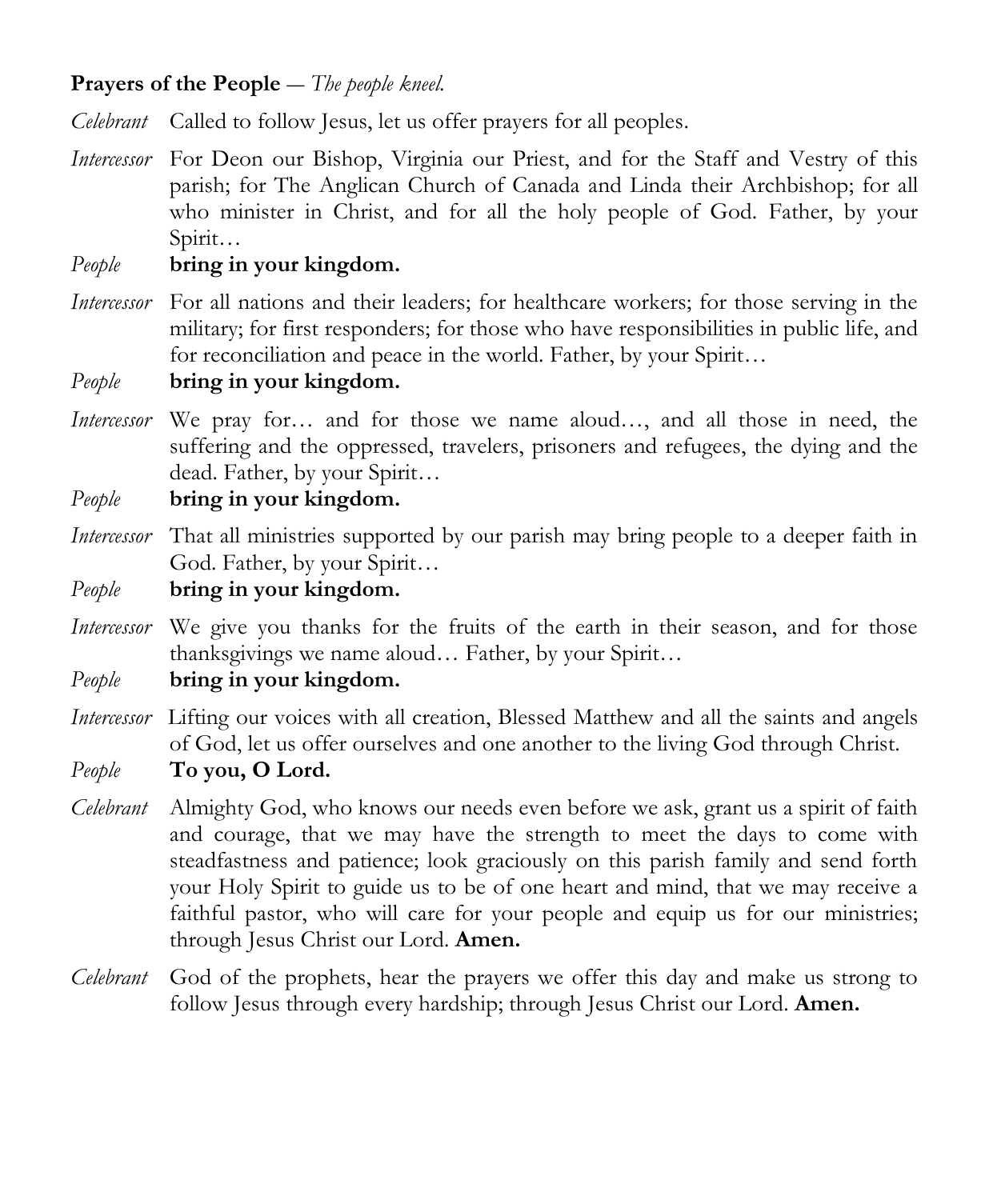**Prayers of the People** — *The people kneel.*

*Celebrant* Called to follow Jesus, let us offer prayers for all peoples.

*Intercessor* For Deon our Bishop, Virginia our Priest, and for the Staff and Vestry of this parish; for The Anglican Church of Canada and Linda their Archbishop; for all who minister in Christ, and for all the holy people of God. Father, by your Spirit…

*People* **bring in your kingdom.**

*Intercessor* For all nations and their leaders; for healthcare workers; for those serving in the military; for first responders; for those who have responsibilities in public life, and for reconciliation and peace in the world. Father, by your Spirit…

*People* **bring in your kingdom.**

*Intercessor* We pray for… and for those we name aloud…, and all those in need, the suffering and the oppressed, travelers, prisoners and refugees, the dying and the dead. Father, by your Spirit…

*People* **bring in your kingdom.**

*Intercessor* That all ministries supported by our parish may bring people to a deeper faith in God. Father, by your Spirit…

*People* **bring in your kingdom.**

*Intercessor* We give you thanks for the fruits of the earth in their season, and for those thanksgivings we name aloud… Father, by your Spirit…

*People* **bring in your kingdom.**

*Intercessor* Lifting our voices with all creation, Blessed Matthew and all the saints and angels of God, let us offer ourselves and one another to the living God through Christ.

*People* **To you, O Lord.**

*Celebrant* Almighty God, who knows our needs even before we ask, grant us a spirit of faith and courage, that we may have the strength to meet the days to come with steadfastness and patience; look graciously on this parish family and send forth your Holy Spirit to guide us to be of one heart and mind, that we may receive a faithful pastor, who will care for your people and equip us for our ministries; through Jesus Christ our Lord. **Amen.**

*Celebrant* God of the prophets, hear the prayers we offer this day and make us strong to follow Jesus through every hardship; through Jesus Christ our Lord. **Amen.**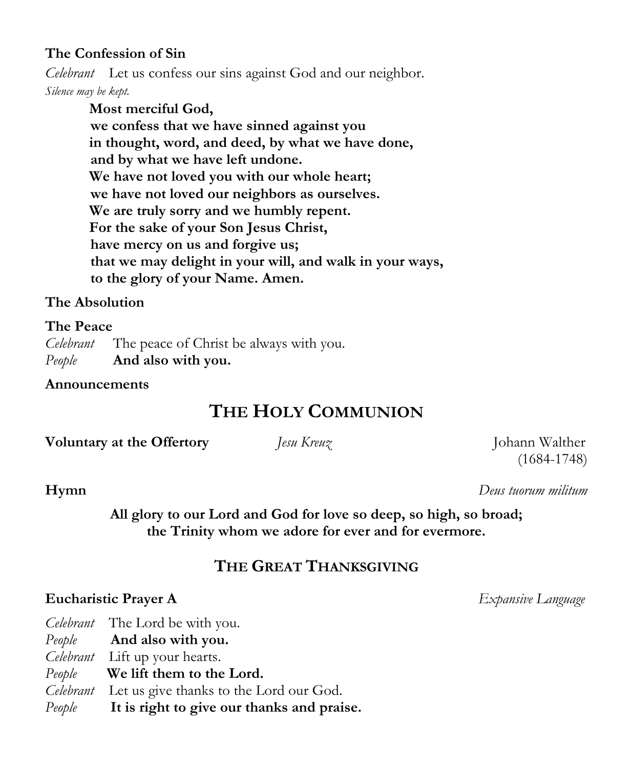**The Confession of Sin**

*Celebrant* Let us confess our sins against God and our neighbor.

*Silence may be kept.*

**Most merciful God,**
**we confess that we have sinned against you**
**in thought, word, and deed, by what we have done,**
**and by what we have left undone.**
**We have not loved you with our whole heart;**
**we have not loved our neighbors as ourselves.**
**We are truly sorry and we humbly repent.**
**For the sake of your Son Jesus Christ,**
**have mercy on us and forgive us;**
**that we may delight in your will, and walk in your ways,**
**to the glory of your Name. Amen.**

**The Absolution**

**The Peace**

*Celebrant* The peace of Christ be always with you.
*People* **And also with you.**

**Announcements**

# THE HOLY COMMUNION

**Voluntary at the Offertory** *Jesu Kreuz* Johann Walther (1684-1748)

**Hymn** *Deus tuorum militum*

**All glory to our Lord and God for love so deep, so high, so broad;**
**the Trinity whom we adore for ever and for evermore.**

## THE GREAT THANKSGIVING

**Eucharistic Prayer A** *Expansive Language*

*Celebrant* The Lord be with you.
*People* **And also with you.**
*Celebrant* Lift up your hearts.
*People* **We lift them to the Lord.**
*Celebrant* Let us give thanks to the Lord our God.
*People* **It is right to give our thanks and praise.**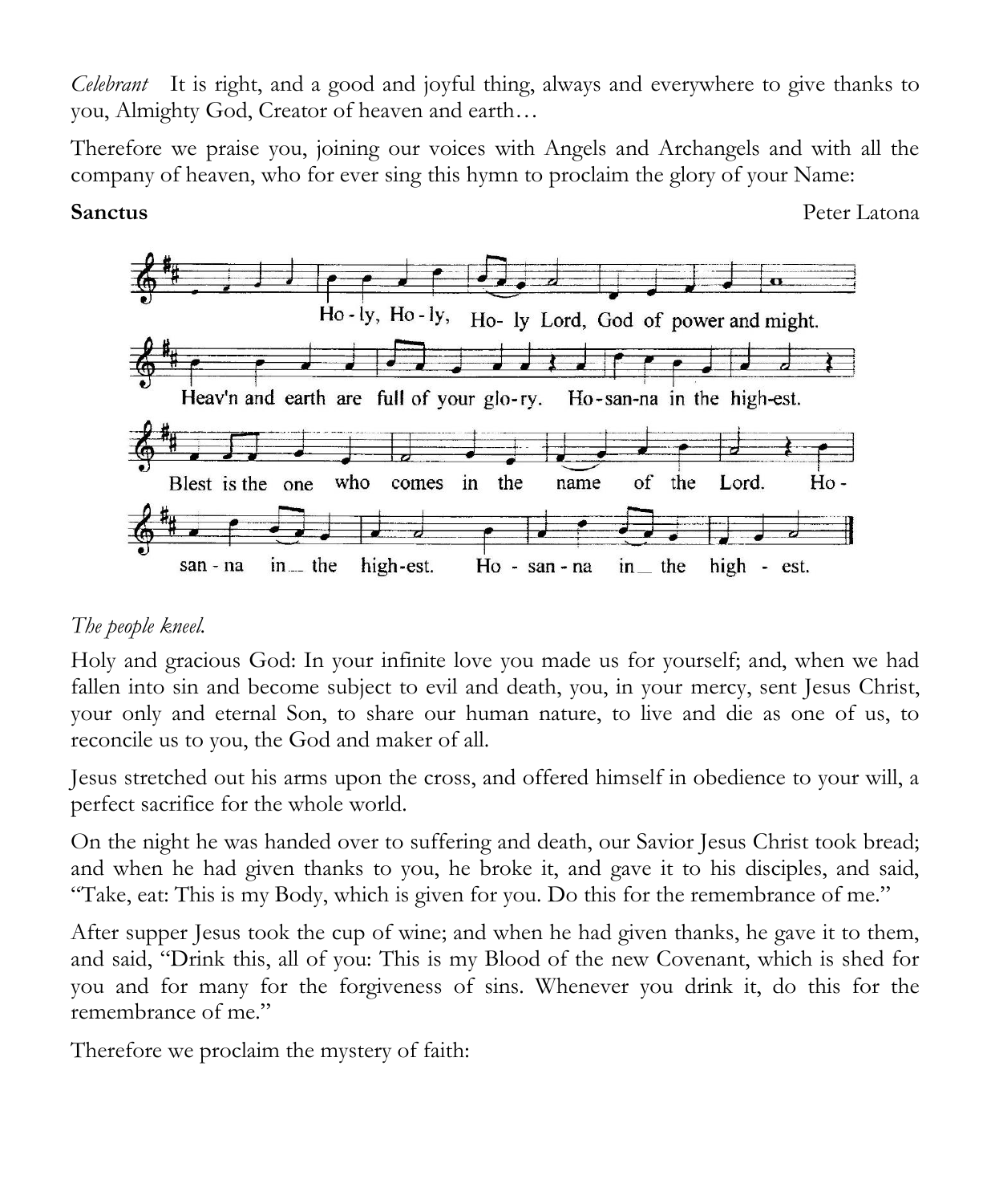*Celebrant* It is right, and a good and joyful thing, always and everywhere to give thanks to you, Almighty God, Creator of heaven and earth…

Therefore we praise you, joining our voices with Angels and Archangels and with all the company of heaven, who for ever sing this hymn to proclaim the glory of your Name:

**Sanctus** Peter Latona

Ho - ly, Ho - ly, Ho- ly Lord, God of power and might.
Heav'n and earth are full of your glo-ry. Ho-san-na in the high-est.
Blest is the one who comes in the name of the Lord. Ho-
san - na in the high-est. Ho - san - na in the high - est.

*The people kneel.*

Holy and gracious God: In your infinite love you made us for yourself; and, when we had fallen into sin and become subject to evil and death, you, in your mercy, sent Jesus Christ, your only and eternal Son, to share our human nature, to live and die as one of us, to reconcile us to you, the God and maker of all.

Jesus stretched out his arms upon the cross, and offered himself in obedience to your will, a perfect sacrifice for the whole world.

On the night he was handed over to suffering and death, our Savior Jesus Christ took bread; and when he had given thanks to you, he broke it, and gave it to his disciples, and said, "Take, eat: This is my Body, which is given for you. Do this for the remembrance of me."

After supper Jesus took the cup of wine; and when he had given thanks, he gave it to them, and said, "Drink this, all of you: This is my Blood of the new Covenant, which is shed for you and for many for the forgiveness of sins. Whenever you drink it, do this for the remembrance of me."

Therefore we proclaim the mystery of faith: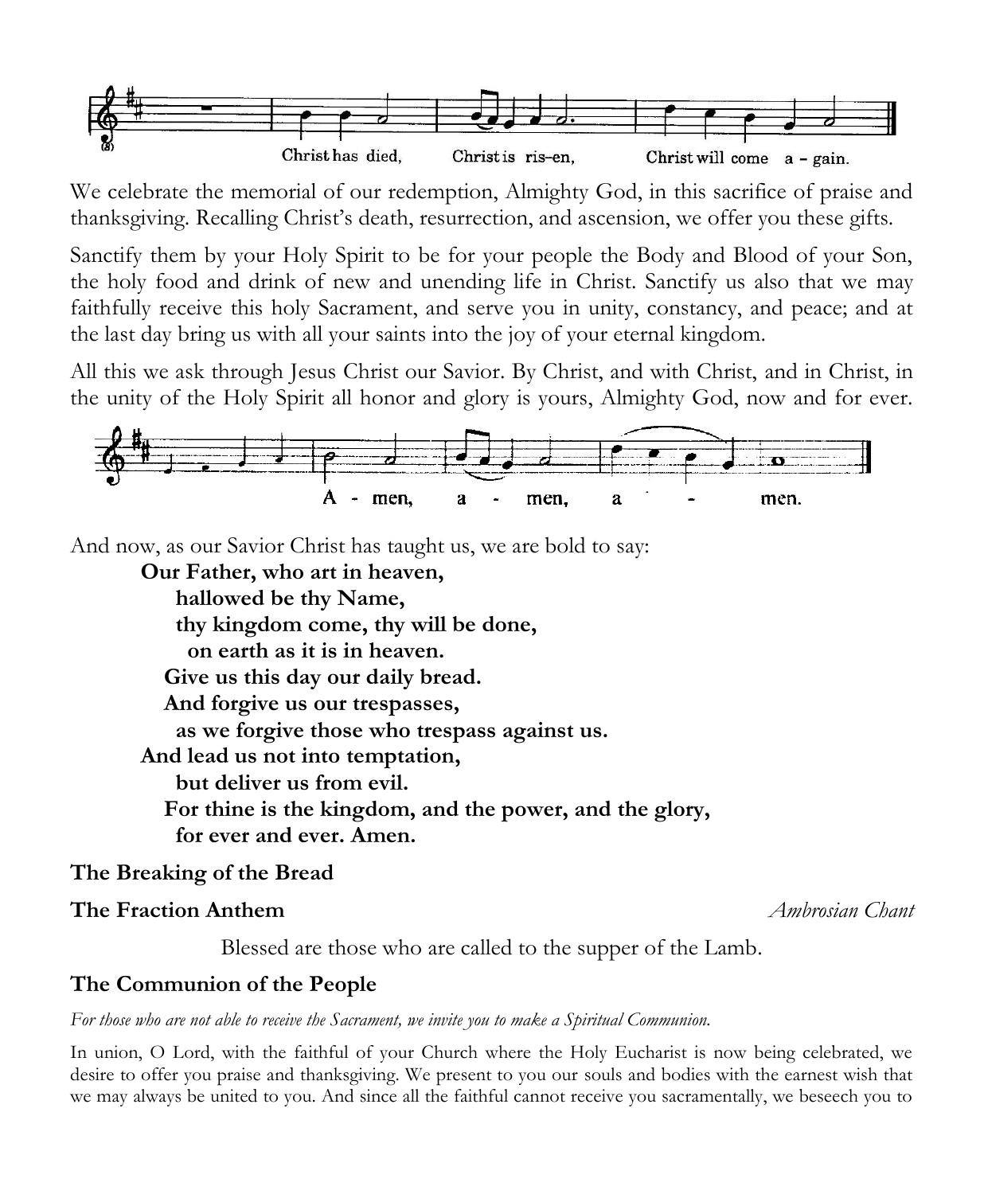Christ has died, Christ is ris–en, Christ will come a – gain.

We celebrate the memorial of our redemption, Almighty God, in this sacrifice of praise and thanksgiving. Recalling Christ's death, resurrection, and ascension, we offer you these gifts.

Sanctify them by your Holy Spirit to be for your people the Body and Blood of your Son, the holy food and drink of new and unending life in Christ. Sanctify us also that we may faithfully receive this holy Sacrament, and serve you in unity, constancy, and peace; and at the last day bring us with all your saints into the joy of your eternal kingdom.

All this we ask through Jesus Christ our Savior. By Christ, and with Christ, and in Christ, in the unity of the Holy Spirit all honor and glory is yours, Almighty God, now and for ever.

A - men, a - men, a - men.

And now, as our Savior Christ has taught us, we are bold to say:

**Our Father, who art in heaven,**
**hallowed be thy Name,**
**thy kingdom come, thy will be done,**
**on earth as it is in heaven.**
**Give us this day our daily bread.**
**And forgive us our trespasses,**
**as we forgive those who trespass against us.**
**And lead us not into temptation,**
**but deliver us from evil.**
**For thine is the kingdom, and the power, and the glory,**
**for ever and ever. Amen.**

**The Breaking of the Bread**

**The Fraction Anthem** *Ambrosian Chant*

Blessed are those who are called to the supper of the Lamb.

**The Communion of the People**

*For those who are not able to receive the Sacrament, we invite you to make a Spiritual Communion.*

In union, O Lord, with the faithful of your Church where the Holy Eucharist is now being celebrated, we desire to offer you praise and thanksgiving. We present to you our souls and bodies with the earnest wish that we may always be united to you. And since all the faithful cannot receive you sacramentally, we beseech you to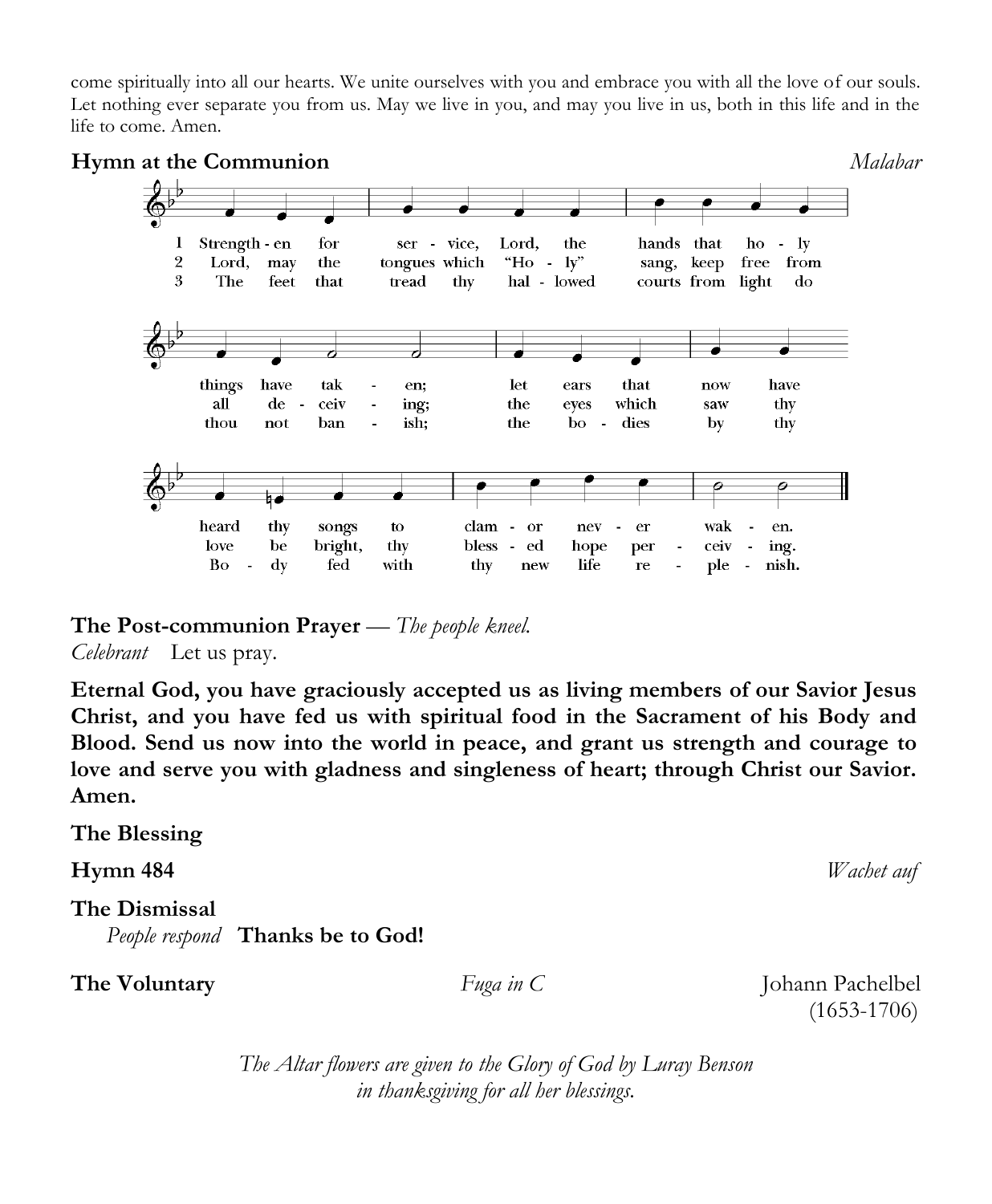come spiritually into all our hearts. We unite ourselves with you and embrace you with all the love of our souls. Let nothing ever separate you from us. May we live in you, and may you live in us, both in this life and in the life to come. Amen.

**Hymn at the Communion** *Malabar*

1 Strength - en for ser - vice, Lord, the hands that ho - ly things have tak - en; let ears that now have heard thy songs to clam - or nev - er wak - en.

2 Lord, may the tongues which "Ho - ly" sang, keep free from all de - ceiv - ing; the eyes which saw thy love be bright, thy bless - ed hope per - ceiv - ing.

3 The feet that tread thy hal - lowed courts from light do thou not ban - ish; the bo - dies by thy Bo - dy fed with thy new life re - ple - nish.

**The Post-communion Prayer** — *The people kneel.*

*Celebrant* Let us pray.

**Eternal God, you have graciously accepted us as living members of our Savior Jesus Christ, and you have fed us with spiritual food in the Sacrament of his Body and Blood. Send us now into the world in peace, and grant us strength and courage to love and serve you with gladness and singleness of heart; through Christ our Savior. Amen.**

**The Blessing**

**Hymn 484** *Wachet auf*

**The Dismissal**

*People respond* **Thanks be to God!**

**The Voluntary** *Fuga in C* Johann Pachelbel (1653-1706)

*The Altar flowers are given to the Glory of God by Luray Benson in thanksgiving for all her blessings.*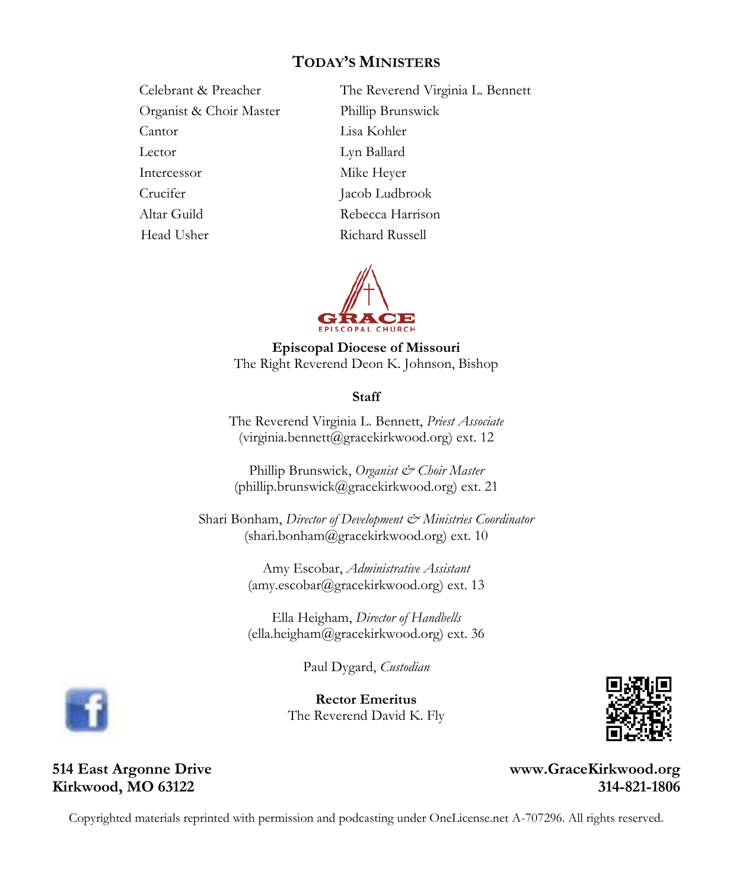## TODAY'S MINISTERS

| | |
|---|---|
| Celebrant & Preacher | The Reverend Virginia L. Bennett |
| Organist & Choir Master | Phillip Brunswick |
| Cantor | Lisa Kohler |
| Lector | Lyn Ballard |
| Intercessor | Mike Heyer |
| Crucifer | Jacob Ludbrook |
| Altar Guild | Rebecca Harrison |
| Head Usher | Richard Russell |

GRACE
EPISCOPAL CHURCH

**Episcopal Diocese of Missouri**
The Right Reverend Deon K. Johnson, Bishop

**Staff**

The Reverend Virginia L. Bennett, *Priest Associate*
(virginia.bennett@gracekirkwood.org) ext. 12

Phillip Brunswick, *Organist & Choir Master*
(phillip.brunswick@gracekirkwood.org) ext. 21

Shari Bonham, *Director of Development & Ministries Coordinator*
(shari.bonham@gracekirkwood.org) ext. 10

Amy Escobar, *Administrative Assistant*
(amy.escobar@gracekirkwood.org) ext. 13

Ella Heigham, *Director of Handbells*
(ella.heigham@gracekirkwood.org) ext. 36

Paul Dygard, *Custodian*

**Rector Emeritus**
The Reverend David K. Fly

**514 East Argonne Drive**
**Kirkwood, MO 63122**

**www.GraceKirkwood.org**
**314-821-1806**

Copyrighted materials reprinted with permission and podcasting under OneLicense.net A-707296. All rights reserved.